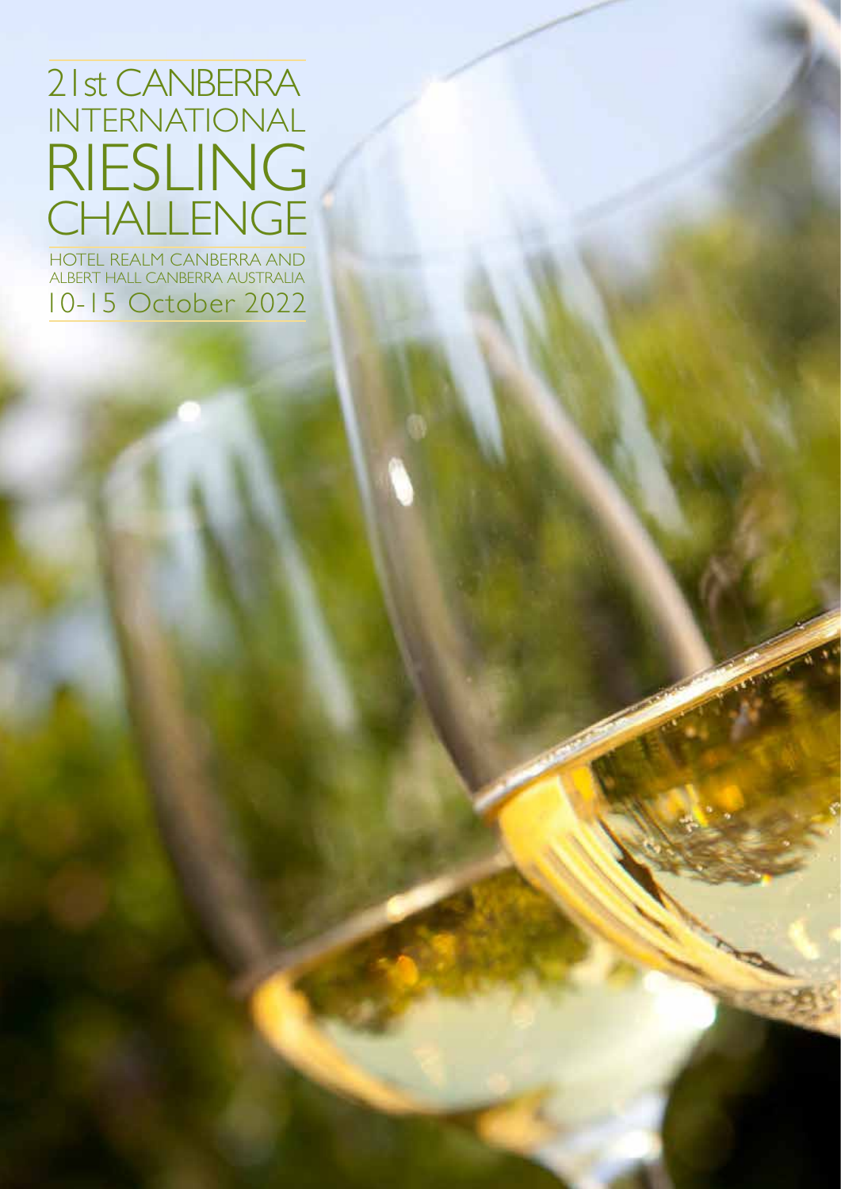# 21st CANBERRA INTERNATIONAL RIESLING CHALLENGE

HOTEL REALM CANBERRA AND ALBERT HALL CANBERRA AUSTRALIA

10-15 October 2022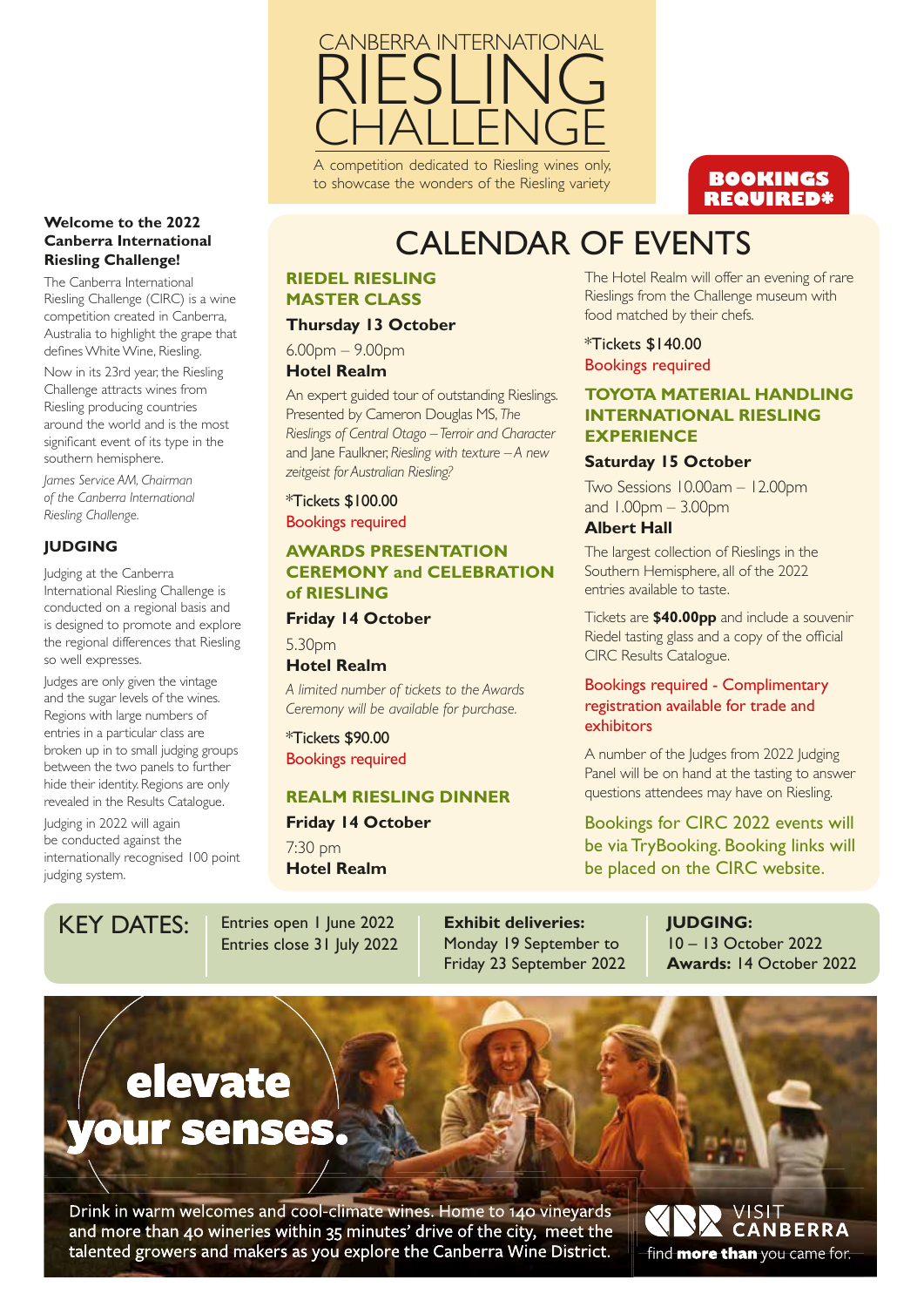# CANBERRA INTERNATIONAL RIESLING CHALLENGE

A competition dedicated to Riesling wines only, to showcase the wonders of the Riesling variety

**Welcome to the 2022 Canberra International Riesling Challenge!**

The Canberra International Riesling Challenge (CIRC) is a wine competition created in Canberra, Australia to highlight the grape that defines White Wine, Riesling.

Now in its 23rd year, the Riesling Challenge attracts wines from Riesling producing countries around the world and is the most significant event of its type in the southern hemisphere.

*James Service AM, Chairman of the Canberra International Riesling Challenge.*

## JUDGING

Judging at the Canberra International Riesling Challenge is conducted on a regional basis and is designed to promote and explore the regional differences that Riesling so well expresses.

Judges are only given the vintage and the sugar levels of the wines. Regions with large numbers of entries in a particular class are broken up in to small judging groups between the two panels to further hide their identity. Regions are only revealed in the Results Catalogue.

Judging in 2022 will again be conducted against the internationally recognised 100 point judging system.

**BOOKINGS REQUIRED***

# CALENDAR OF EVENTS

### RIEDEL RIESLING MASTER CLASS

**Thursday 13 October**

6.00pm – 9.00pm

**Hotel Realm**

An expert guided tour of outstanding Rieslings. Presented by Cameron Douglas MS, *The Rieslings of Central Otago – Terroir and Character* and Jane Faulkner, *Riesling with texture – A new zeitgeist for Australian Riesling?*

*Tickets $100.00

Bookings required

### AWARDS PRESENTATION CEREMONY and CELEBRATION of RIESLING

**Friday 14 October**

5.30pm

**Hotel Realm**

*A limited number of tickets to the Awards Ceremony will be available for purchase.*

*Tickets $90.00

Bookings required

### REALM RIESLING DINNER

**Friday 14 October**

7:30 pm

**Hotel Realm**

The Hotel Realm will offer an evening of rare Rieslings from the Challenge museum with food matched by their chefs.

*Tickets $140.00

Bookings required

### TOYOTA MATERIAL HANDLING INTERNATIONAL RIESLING EXPERIENCE

**Saturday 15 October**

Two Sessions 10.00am – 12.00pm and 1.00pm – 3.00pm

**Albert Hall**

The largest collection of Rieslings in the Southern Hemisphere, all of the 2022 entries available to taste.

Tickets are **$40.00pp** and include a souvenir Riedel tasting glass and a copy of the official CIRC Results Catalogue.

Bookings required - Complimentary registration available for trade and exhibitors

A number of the Judges from 2022 Judging Panel will be on hand at the tasting to answer questions attendees may have on Riesling.

Bookings for CIRC 2022 events will be via TryBooking. Booking links will be placed on the CIRC website.

## KEY DATES:

Entries open 1 June 2022
Entries close 31 July 2022

**Exhibit deliveries:**
Monday 19 September to Friday 23 September 2022

**JUDGING:**
10 – 13 October 2022
**Awards:** 14 October 2022

**elevate your senses.**

Drink in warm welcomes and cool-climate wines. Home to 140 vineyards and more than 40 wineries within 35 minutes' drive of the city, meet the talented growers and makers as you explore the Canberra Wine District.

VISIT CANBERRA
find **more than** you came for.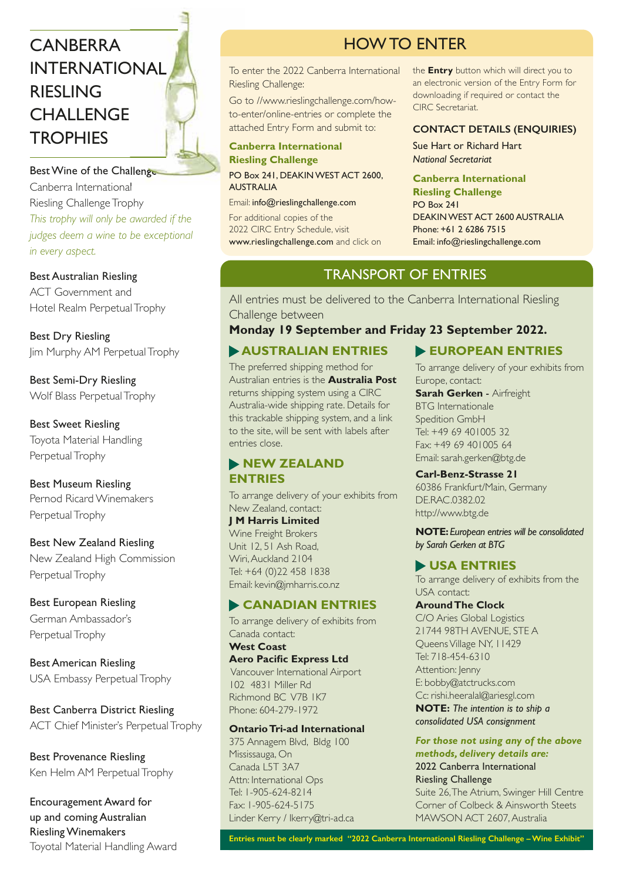# CANBERRA INTERNATIONAL RIESLING CHALLENGE TROPHIES

**Best Wine of the Challenge**
Canberra International Riesling Challenge Trophy
*This trophy will only be awarded if the judges deem a wine to be exceptional in every aspect.*

**Best Australian Riesling**
ACT Government and Hotel Realm Perpetual Trophy

**Best Dry Riesling**
Jim Murphy AM Perpetual Trophy

**Best Semi-Dry Riesling**
Wolf Blass Perpetual Trophy

**Best Sweet Riesling**
Toyota Material Handling Perpetual Trophy

**Best Museum Riesling**
Pernod Ricard Winemakers Perpetual Trophy

**Best New Zealand Riesling**
New Zealand High Commission Perpetual Trophy

**Best European Riesling**
German Ambassador's Perpetual Trophy

**Best American Riesling**
USA Embassy Perpetual Trophy

**Best Canberra District Riesling**
ACT Chief Minister's Perpetual Trophy

**Best Provenance Riesling**
Ken Helm AM Perpetual Trophy

**Encouragement Award for up and coming Australian Riesling Winemakers**
Toyotal Material Handling Award

## HOW TO ENTER

To enter the 2022 Canberra International Riesling Challenge:

Go to //www.rieslingchallenge.com/how-to-enter/online-entries or complete the attached Entry Form and submit to:

**Canberra International Riesling Challenge**
PO Box 241, DEAKIN WEST ACT 2600, AUSTRALIA
Email: info@rieslingchallenge.com

For additional copies of the 2022 CIRC Entry Schedule, visit www.rieslingchallenge.com and click on the **Entry** button which will direct you to an electronic version of the Entry Form for downloading if required or contact the CIRC Secretariat.

### CONTACT DETAILS (ENQUIRIES)

Sue Hart or Richard Hart
*National Secretariat*

**Canberra International Riesling Challenge**
PO Box 241
DEAKIN WEST ACT 2600 AUSTRALIA
Phone: +61 2 6286 7515
Email: info@rieslingchallenge.com

## TRANSPORT OF ENTRIES

All entries must be delivered to the Canberra International Riesling Challenge between
**Monday 19 September and Friday 23 September 2022.**

### AUSTRALIAN ENTRIES

The preferred shipping method for Australian entries is the **Australia Post** returns shipping system using a CIRC Australia-wide shipping rate. Details for this trackable shipping system, and a link to the site, will be sent with labels after entries close.

### NEW ZEALAND ENTRIES

To arrange delivery of your exhibits from New Zealand, contact:
**J M Harris Limited**
Wine Freight Brokers
Unit 12, 51 Ash Road,
Wiri, Auckland 2104
Tel: +64 (0)22 458 1838
Email: kevin@jmharris.co.nz

### CANADIAN ENTRIES

To arrange delivery of exhibits from Canada contact:
**West Coast**
**Aero Pacific Express Ltd**
Vancouver International Airport
102 4831 Miller Rd
Richmond BC V7B 1K7
Phone: 604-279-1972

**Ontario Tri-ad International**
375 Annagem Blvd, Bldg 100
Mississauga, On
Canada L5T 3A7
Attn: International Ops
Tel: 1-905-624-8214
Fax: 1-905-624-5175
Linder Kerry / lkerry@tri-ad.ca

### EUROPEAN ENTRIES

To arrange delivery of your exhibits from Europe, contact:
**Sarah Gerken -** Airfreight
BTG Internationale
Spedition GmbH
Tel: +49 69 401005 32
Fax: +49 69 401005 64
Email: sarah.gerken@btg.de

**Carl-Benz-Strasse 21**
60386 Frankfurt/Main, Germany
DE.RAC.0382.02
http://www.btg.de

**NOTE:** *European entries will be consolidated by Sarah Gerken at BTG*

### USA ENTRIES

To arrange delivery of exhibits from the USA contact:
**Around The Clock**
C/O Aries Global Logistics
21744 98TH AVENUE, STE A
Queens Village NY, 11429
Tel: 718-454-6310
Attention: Jenny
E: bobby@atctrucks.com
Cc: rishi.heeralal@ariesgl.com
**NOTE:** *The intention is to ship a consolidated USA consignment*

***For those not using any of the above methods, delivery details are:***
2022 Canberra International Riesling Challenge
Suite 26, The Atrium, Swinger Hill Centre
Corner of Colbeck & Ainsworth Steets
MAWSON ACT 2607, Australia

**Entries must be clearly marked "2022 Canberra International Riesling Challenge – Wine Exhibit"**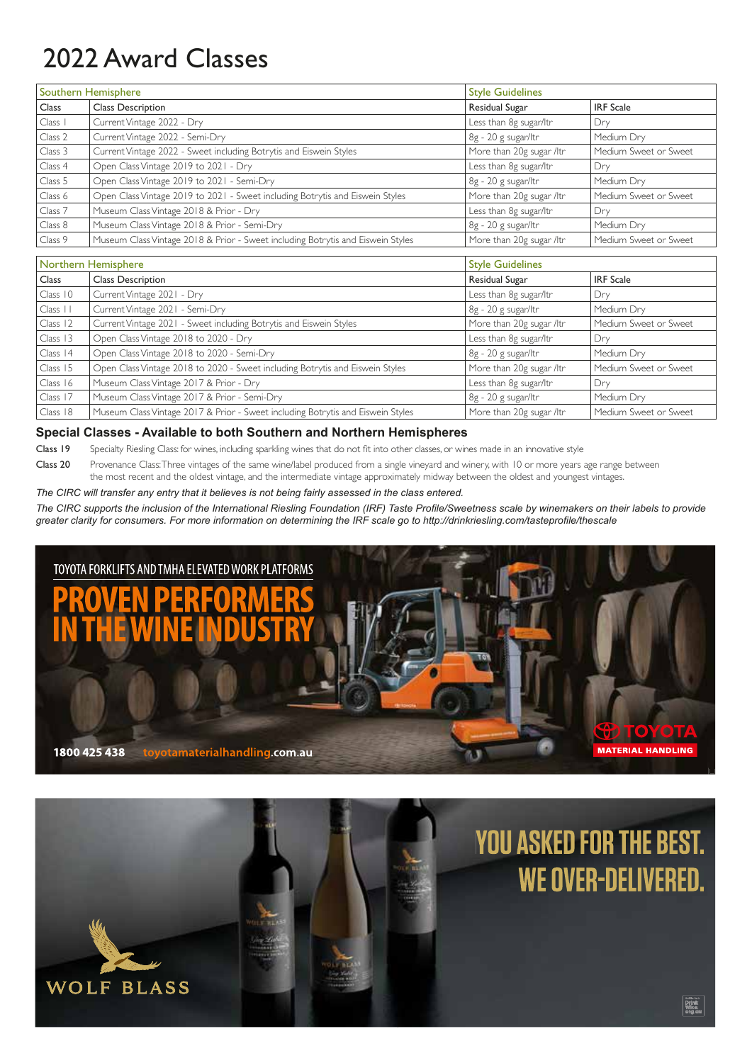# 2022 Award Classes

| Southern Hemisphere | | Style Guidelines | |
|---|---|---|---|
| Class | Class Description | Residual Sugar | IRF Scale |
| Class 1 | Current Vintage 2022 - Dry | Less than 8g sugar/ltr | Dry |
| Class 2 | Current Vintage 2022 - Semi-Dry | 8g - 20 g sugar/ltr | Medium Dry |
| Class 3 | Current Vintage 2022 - Sweet including Botrytis and Eiswein Styles | More than 20g sugar /ltr | Medium Sweet or Sweet |
| Class 4 | Open Class Vintage 2019 to 2021 - Dry | Less than 8g sugar/ltr | Dry |
| Class 5 | Open Class Vintage 2019 to 2021 - Semi-Dry | 8g - 20 g sugar/ltr | Medium Dry |
| Class 6 | Open Class Vintage 2019 to 2021 - Sweet including Botrytis and Eiswein Styles | More than 20g sugar /ltr | Medium Sweet or Sweet |
| Class 7 | Museum Class Vintage 2018 & Prior - Dry | Less than 8g sugar/ltr | Dry |
| Class 8 | Museum Class Vintage 2018 & Prior - Semi-Dry | 8g - 20 g sugar/ltr | Medium Dry |
| Class 9 | Museum Class Vintage 2018 & Prior - Sweet including Botrytis and Eiswein Styles | More than 20g sugar /ltr | Medium Sweet or Sweet |

| Northern Hemisphere | | Style Guidelines | |
|---|---|---|---|
| Class | Class Description | Residual Sugar | IRF Scale |
| Class 10 | Current Vintage 2021 - Dry | Less than 8g sugar/ltr | Dry |
| Class 11 | Current Vintage 2021 - Semi-Dry | 8g - 20 g sugar/ltr | Medium Dry |
| Class 12 | Current Vintage 2021 - Sweet including Botrytis and Eiswein Styles | More than 20g sugar /ltr | Medium Sweet or Sweet |
| Class 13 | Open Class Vintage 2018 to 2020 - Dry | Less than 8g sugar/ltr | Dry |
| Class 14 | Open Class Vintage 2018 to 2020 - Semi-Dry | 8g - 20 g sugar/ltr | Medium Dry |
| Class 15 | Open Class Vintage 2018 to 2020 - Sweet including Botrytis and Eiswein Styles | More than 20g sugar /ltr | Medium Sweet or Sweet |
| Class 16 | Museum Class Vintage 2017 & Prior - Dry | Less than 8g sugar/ltr | Dry |
| Class 17 | Museum Class Vintage 2017 & Prior - Semi-Dry | 8g - 20 g sugar/ltr | Medium Dry |
| Class 18 | Museum Class Vintage 2017 & Prior - Sweet including Botrytis and Eiswein Styles | More than 20g sugar /ltr | Medium Sweet or Sweet |

## Special Classes - Available to both Southern and Northern Hemispheres

**Class 19** Specialty Riesling Class: for wines, including sparkling wines that do not fit into other classes, or wines made in an innovative style

**Class 20** Provenance Class: Three vintages of the same wine/label produced from a single vineyard and winery, with 10 or more years age range between the most recent and the oldest vintage, and the intermediate vintage approximately midway between the oldest and youngest vintages.

*The CIRC will transfer any entry that it believes is not being fairly assessed in the class entered.*

*The CIRC supports the inclusion of the International Riesling Foundation (IRF) Taste Profile/Sweetness scale by winemakers on their labels to provide greater clarity for consumers. For more information on determining the IRF scale go to http://drinkriesling.com/tasteprofile/thescale*

TOYOTA FORKLIFTS AND TMHA ELEVATED WORK PLATFORMS

PROVEN PERFORMERS IN THE WINE INDUSTRY

1800 425 438 toyotamaterialhandling.com.au

TOYOTA MATERIAL HANDLING

YOU ASKED FOR THE BEST. WE OVER-DELIVERED.

WOLF BLASS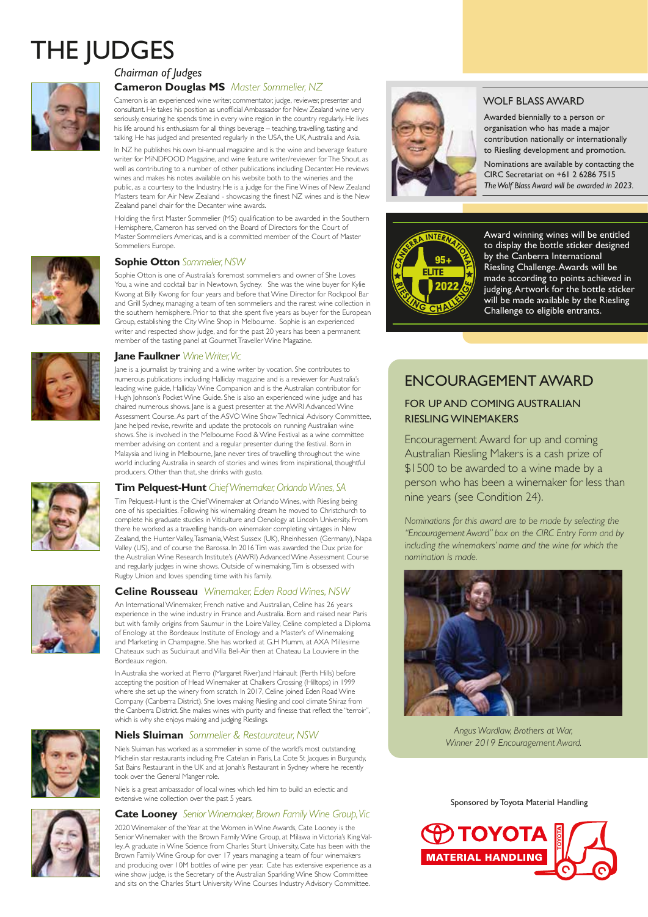# THE JUDGES

*Chairman of Judges*

### Cameron Douglas MS *Master Sommelier, NZ*

Cameron is an experienced wine writer, commentator, judge, reviewer, presenter and consultant. He takes his position as unofficial Ambassador for New Zealand wine very seriously, ensuring he spends time in every wine region in the country regularly. He lives his life around his enthusiasm for all things beverage – teaching, travelling, tasting and talking. He has judged and presented regularly in the USA, the UK, Australia and Asia.

In NZ he publishes his own bi-annual magazine and is the wine and beverage feature writer for MiNDFOOD Magazine, and wine feature writer/reviewer for The Shout, as well as contributing to a number of other publications including Decanter. He reviews wines and makes his notes available on his website both to the wineries and the public, as a courtesy to the Industry. He is a judge for the Fine Wines of New Zealand Masters team for Air New Zealand - showcasing the finest NZ wines and is the New Zealand panel chair for the Decanter wine awards.

Holding the first Master Sommelier (MS) qualification to be awarded in the Southern Hemisphere, Cameron has served on the Board of Directors for the Court of Master Sommeliers Americas, and is a committed member of the Court of Master Sommeliers Europe.

### Sophie Otton *Sommelier, NSW*

Sophie Otton is one of Australia's foremost sommeliers and owner of She Loves You, a wine and cocktail bar in Newtown, Sydney. She was the wine buyer for Kylie Kwong at Billy Kwong for four years and before that Wine Director for Rockpool Bar and Grill Sydney, managing a team of ten sommeliers and the rarest wine collection in the southern hemisphere. Prior to that she spent five years as buyer for the European Group, establishing the City Wine Shop in Melbourne. Sophie is an experienced writer and respected show judge, and for the past 20 years has been a permanent member of the tasting panel at Gourmet Traveller Wine Magazine.

### Jane Faulkner *Wine Writer, Vic*

Jane is a journalist by training and a wine writer by vocation. She contributes to numerous publications including Halliday magazine and is a reviewer for Australia's leading wine guide, Halliday Wine Companion and is the Australian contributor for Hugh Johnson's Pocket Wine Guide. She is also an experienced wine judge and has chaired numerous shows. Jane is a guest presenter at the AWRI Advanced Wine Assessment Course. As part of the ASVO Wine Show Technical Advisory Committee, Jane helped revise, rewrite and update the protocols on running Australian wine shows. She is involved in the Melbourne Food & Wine Festival as a wine committee member advising on content and a regular presenter during the festival. Born in Malaysia and living in Melbourne, Jane never tires of travelling throughout the wine world including Australia in search of stories and wines from inspirational, thoughtful producers. Other than that, she drinks with gusto.

### Tim Pelquest-Hunt *Chief Winemaker, Orlando Wines, SA*

Tim Pelquest-Hunt is the Chief Winemaker at Orlando Wines, with Riesling being one of his specialities. Following his winemaking dream he moved to Christchurch to complete his graduate studies in Viticulture and Oenology at Lincoln University. From there he worked as a travelling hands-on winemaker completing vintages in New Zealand, the Hunter Valley, Tasmania, West Sussex (UK), Rheinhessen (Germany), Napa Valley (US), and of course the Barossa. In 2016 Tim was awarded the Dux prize for the Australian Wine Research Institute's (AWRI) Advanced Wine Assessment Course and regularly judges in wine shows. Outside of winemaking, Tim is obsessed with Rugby Union and loves spending time with his family.

### Celine Rousseau *Winemaker, Eden Road Wines, NSW*

An International Winemaker, French native and Australian, Celine has 26 years experience in the wine industry in France and Australia. Born and raised near Paris but with family origins from Saumur in the Loire Valley, Celine completed a Diploma of Enology at the Bordeaux Institute of Enology and a Master's of Winemaking and Marketing in Champagne. She has worked at G.H Mumm, at AXA Millesime Chateaux such as Suduiraut and Villa Bel-Air then at Chateau La Louviere in the Bordeaux region.

In Australia she worked at Pierro (Margaret River)and Hainault (Perth Hills) before accepting the position of Head Winemaker at Chalkers Crossing (Hilltops) in 1999 where she set up the winery from scratch. In 2017, Celine joined Eden Road Wine Company (Canberra District). She loves making Riesling and cool climate Shiraz from the Canberra District. She makes wines with purity and finesse that reflect the "terroir", which is why she enjoys making and judging Rieslings.

### Niels Sluiman *Sommelier & Restaurateur, NSW*

Niels Sluiman has worked as a sommelier in some of the world's most outstanding Michelin star restaurants including Pre Catelan in Paris, La Cote St Jacques in Burgundy, Sat Bains Restaurant in the UK and at Jonah's Restaurant in Sydney where he recently took over the General Manger role.

Niels is a great ambassador of local wines which led him to build an eclectic and extensive wine collection over the past 5 years.

### Cate Looney *Senior Winemaker, Brown Family Wine Group, Vic*

2020 Winemaker of the Year at the Women in Wine Awards, Cate Looney is the Senior Winemaker with the Brown Family Wine Group, at Milawa in Victoria's King Valley. A graduate in Wine Science from Charles Sturt University, Cate has been with the Brown Family Wine Group for over 17 years managing a team of four winemakers and producing over 10M bottles of wine per year. Cate has extensive experience as a wine show judge, is the Secretary of the Australian Sparkling Wine Show Committee and sits on the Charles Sturt University Wine Courses Industry Advisory Committee.

## WOLF BLASS AWARD

Awarded biennially to a person or organisation who has made a major contribution nationally or internationally to Riesling development and promotion.

Nominations are available by contacting the CIRC Secretariat on +61 2 6286 7515

*The Wolf Blass Award will be awarded in 2023.*

Award winning wines will be entitled to display the bottle sticker designed by the Canberra International Riesling Challenge. Awards will be made according to points achieved in judging. Artwork for the bottle sticker will be made available by the Riesling Challenge to eligible entrants.

## ENCOURAGEMENT AWARD

### FOR UP AND COMING AUSTRALIAN RIESLING WINEMAKERS

Encouragement Award for up and coming Australian Riesling Makers is a cash prize of $1500 to be awarded to a wine made by a person who has been a winemaker for less than nine years (see Condition 24).

*Nominations for this award are to be made by selecting the "Encouragement Award" box on the CIRC Entry Form and by including the winemakers' name and the wine for which the nomination is made.*

*Angus Wardlaw, Brothers at War, Winner 2019 Encouragement Award.*

Sponsored by Toyota Material Handling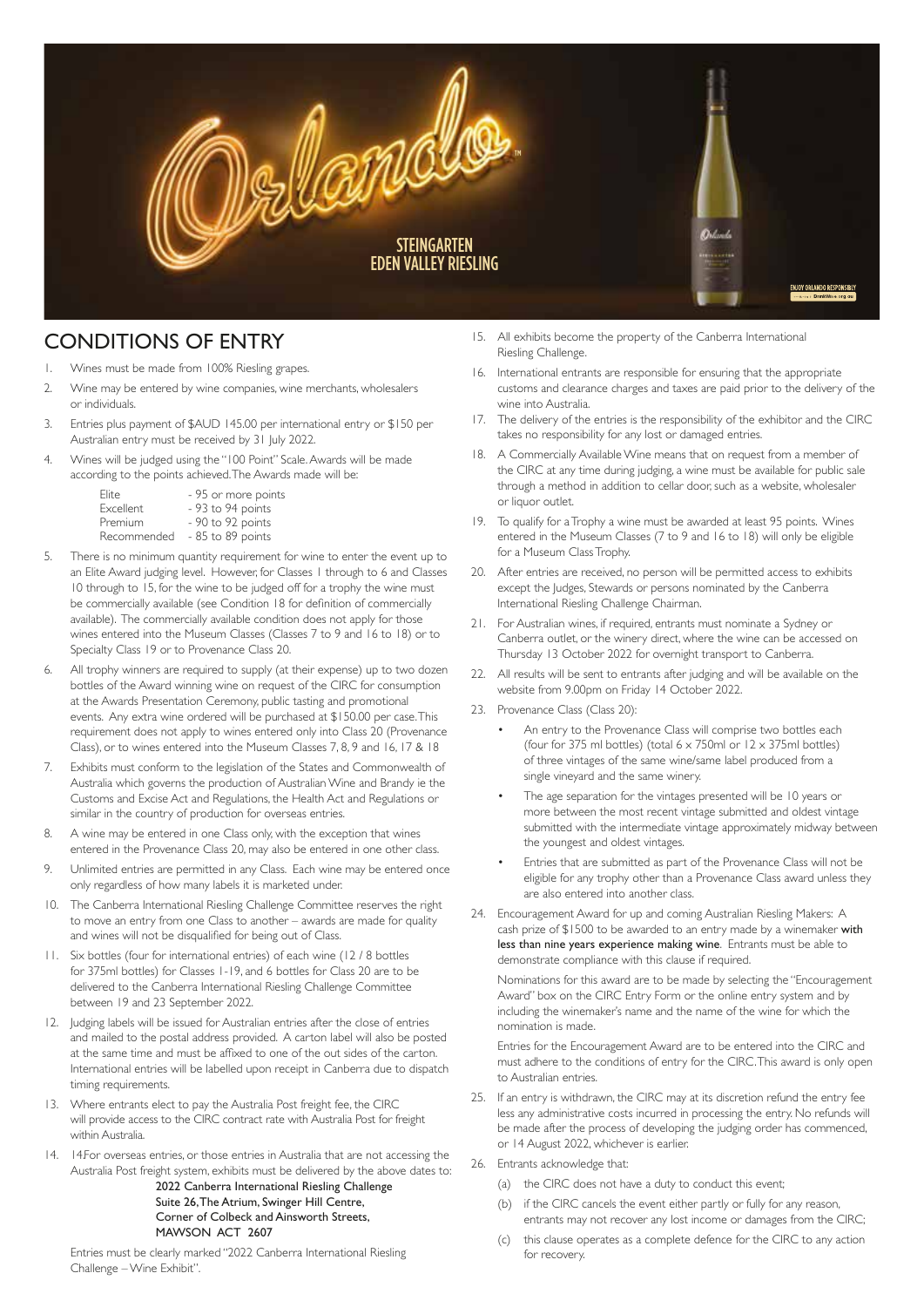STEINGARTEN EDEN VALLEY RIESLING

ENJOY ORLANDO RESPONSIBLY

## CONDITIONS OF ENTRY

1. Wines must be made from 100% Riesling grapes.
2. Wine may be entered by wine companies, wine merchants, wholesalers or individuals.
3. Entries plus payment of $AUD 145.00 per international entry or $150 per Australian entry must be received by 31 July 2022.
4. Wines will be judged using the "100 Point" Scale. Awards will be made according to the points achieved. The Awards made will be:

   | | |
   |---|---|
   | Elite | - 95 or more points |
   | Excellent | - 93 to 94 points |
   | Premium | - 90 to 92 points |
   | Recommended | - 85 to 89 points |

5. There is no minimum quantity requirement for wine to enter the event up to an Elite Award judging level. However, for Classes 1 through to 6 and Classes 10 through to 15, for the wine to be judged off for a trophy the wine must be commercially available (see Condition 18 for definition of commercially available). The commercially available condition does not apply for those wines entered into the Museum Classes (Classes 7 to 9 and 16 to 18) or to Specialty Class 19 or to Provenance Class 20.
6. All trophy winners are required to supply (at their expense) up to two dozen bottles of the Award winning wine on request of the CIRC for consumption at the Awards Presentation Ceremony, public tasting and promotional events. Any extra wine ordered will be purchased at $150.00 per case. This requirement does not apply to wines entered only into Class 20 (Provenance Class), or to wines entered into the Museum Classes 7, 8, 9 and 16, 17 & 18
7. Exhibits must conform to the legislation of the States and Commonwealth of Australia which governs the production of Australian Wine and Brandy ie the Customs and Excise Act and Regulations, the Health Act and Regulations or similar in the country of production for overseas entries.
8. A wine may be entered in one Class only, with the exception that wines entered in the Provenance Class 20, may also be entered in one other class.
9. Unlimited entries are permitted in any Class. Each wine may be entered once only regardless of how many labels it is marketed under.
10. The Canberra International Riesling Challenge Committee reserves the right to move an entry from one Class to another – awards are made for quality and wines will not be disqualified for being out of Class.
11. Six bottles (four for international entries) of each wine (12 / 8 bottles for 375ml bottles) for Classes 1-19, and 6 bottles for Class 20 are to be delivered to the Canberra International Riesling Challenge Committee between 19 and 23 September 2022.
12. Judging labels will be issued for Australian entries after the close of entries and mailed to the postal address provided. A carton label will also be posted at the same time and must be affixed to one of the out sides of the carton. International entries will be labelled upon receipt in Canberra due to dispatch timing requirements.
13. Where entrants elect to pay the Australia Post freight fee, the CIRC will provide access to the CIRC contract rate with Australia Post for freight within Australia.
14. 14.For overseas entries, or those entries in Australia that are not accessing the Australia Post freight system, exhibits must be delivered by the above dates to:

    **2022 Canberra International Riesling Challenge**
    **Suite 26, The Atrium, Swinger Hill Centre,**
    **Corner of Colbeck and Ainsworth Streets,**
    **MAWSON ACT 2607**

    Entries must be clearly marked "2022 Canberra International Riesling Challenge – Wine Exhibit".
15. All exhibits become the property of the Canberra International Riesling Challenge.
16. International entrants are responsible for ensuring that the appropriate customs and clearance charges and taxes are paid prior to the delivery of the wine into Australia.
17. The delivery of the entries is the responsibility of the exhibitor and the CIRC takes no responsibility for any lost or damaged entries.
18. A Commercially Available Wine means that on request from a member of the CIRC at any time during judging, a wine must be available for public sale through a method in addition to cellar door, such as a website, wholesaler or liquor outlet.
19. To qualify for a Trophy a wine must be awarded at least 95 points. Wines entered in the Museum Classes (7 to 9 and 16 to 18) will only be eligible for a Museum Class Trophy.
20. After entries are received, no person will be permitted access to exhibits except the Judges, Stewards or persons nominated by the Canberra International Riesling Challenge Chairman.
21. For Australian wines, if required, entrants must nominate a Sydney or Canberra outlet, or the winery direct, where the wine can be accessed on Thursday 13 October 2022 for overnight transport to Canberra.
22. All results will be sent to entrants after judging and will be available on the website from 9.00pm on Friday 14 October 2022.
23. Provenance Class (Class 20):
    - An entry to the Provenance Class will comprise two bottles each (four for 375 ml bottles) (total 6 x 750ml or 12 x 375ml bottles) of three vintages of the same wine/same label produced from a single vineyard and the same winery.
    - The age separation for the vintages presented will be 10 years or more between the most recent vintage submitted and oldest vintage submitted with the intermediate vintage approximately midway between the youngest and oldest vintages.
    - Entries that are submitted as part of the Provenance Class will not be eligible for any trophy other than a Provenance Class award unless they are also entered into another class.
24. Encouragement Award for up and coming Australian Riesling Makers: A cash prize of $1500 to be awarded to an entry made by a winemaker **with less than nine years experience making wine**. Entrants must be able to demonstrate compliance with this clause if required.

    Nominations for this award are to be made by selecting the "Encouragement Award" box on the CIRC Entry Form or the online entry system and by including the winemaker's name and the name of the wine for which the nomination is made.

    Entries for the Encouragement Award are to be entered into the CIRC and must adhere to the conditions of entry for the CIRC. This award is only open to Australian entries.
25. If an entry is withdrawn, the CIRC may at its discretion refund the entry fee less any administrative costs incurred in processing the entry. No refunds will be made after the process of developing the judging order has commenced, or 14 August 2022, whichever is earlier.
26. Entrants acknowledge that:
    (a) the CIRC does not have a duty to conduct this event;
    (b) if the CIRC cancels the event either partly or fully for any reason, entrants may not recover any lost income or damages from the CIRC;
    (c) this clause operates as a complete defence for the CIRC to any action for recovery.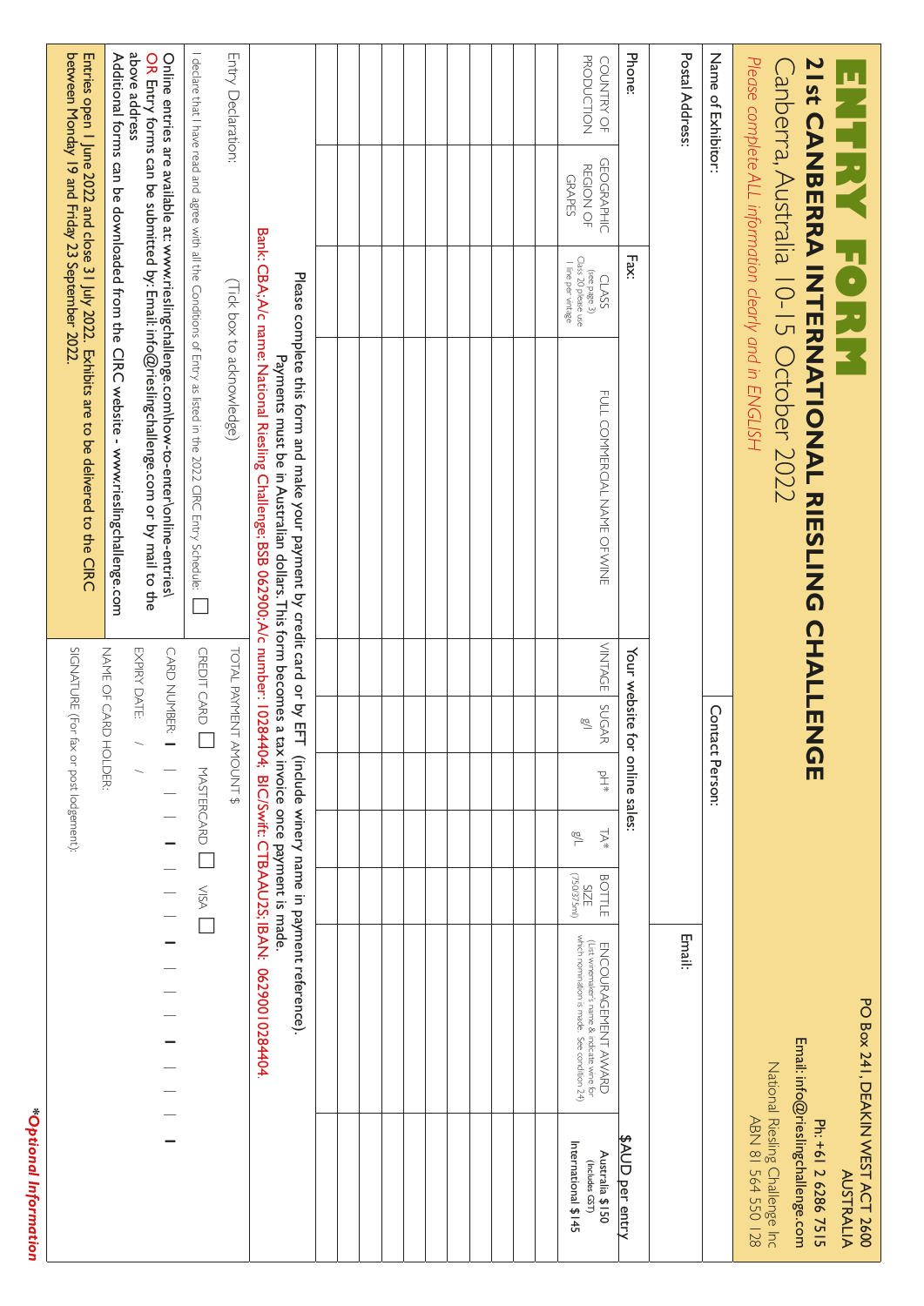# ENTRY FORM

## 21st CANBERRA INTERNATIONAL RIESLING CHALLENGE

Canberra, Australia 10-15 October 2022

*Please complete ALL information clearly and in ENGLISH*

PO Box 241, DEAKIN WEST ACT 2600
AUSTRALIA
**Ph: +61 2 6286 7515**
**Email: info@rieslingchallenge.com**
National Riesling Challenge Inc
ABN 81 564 550 128

Name of Exhibitor:

Contact Person:

Postal Address:

Email:

Phone:

Fax:

Your website for online sales:

| COUNTRY OF PRODUCTION | GEOGRAPHIC REGION OF GRAPES | CLASS (see page 3) Class 20 please use 1 line per vintage | FULL COMMERCIAL NAME OF WINE | VINTAGE | SUGAR g/l | pH* | TA* g/L | BOTTLE SIZE (750/375ml) | ENCOURAGEMENT AWARD (List winemaker's name & indicate wine for which nomination is made. See condition 24) | $AUD per entry Australia $150 (Includes GST) International $145 |
|---|---|---|---|---|---|---|---|---|---|---|
| | | | | | | | | | | |
| | | | | | | | | | | |
| | | | | | | | | | | |
| | | | | | | | | | | |
| | | | | | | | | | | |
| | | | | | | | | | | |
| | | | | | | | | | | |
| | | | | | | | | | | |
| | | | | | | | | | | |
| | | | | | | | | | | |
| | | | | | | | | | | |
| | | | | | | | | | | |
| | | | | | | | | | | |

Please complete this form and make your payment by credit card or by EFT (include winery name in payment reference).
Payments must be in Australian dollars. This form becomes a tax invoice once payment is made.
Bank: CBA; A/c name: National Riesling Challenge; BSB 062900; A/c number: 10284404; BIC/Swift: CTBAAU2S; IBAN: 06290010284404.

Entry Declaration: (Tick box to acknowledge)

I declare that I have read and agree with all the Conditions of Entry as listed in the 2022 CIRC Entry Schedule: ☐

**Online entries are available at: www.rieslingchallenge.com\how-to-enter\online-entries\**
**OR Entry forms can be submitted by: Email: info@rieslingchallenge.com or by mail to the above address**
**Additional forms can be downloaded from the CIRC website - www.rieslingchallenge.com**

**Entries open 1 June 2022 and close 31 July 2022. Exhibits are to be delivered to the CIRC between Monday 19 and Friday 23 September 2022.**

TOTAL PAYMENT AMOUNT $

CREDIT CARD ☐ MASTERCARD ☐ VISA ☐

CARD NUMBER:

EXPIRY DATE: / /

NAME OF CARD HOLDER:

SIGNATURE (For fax or post lodgement):

*Optional Information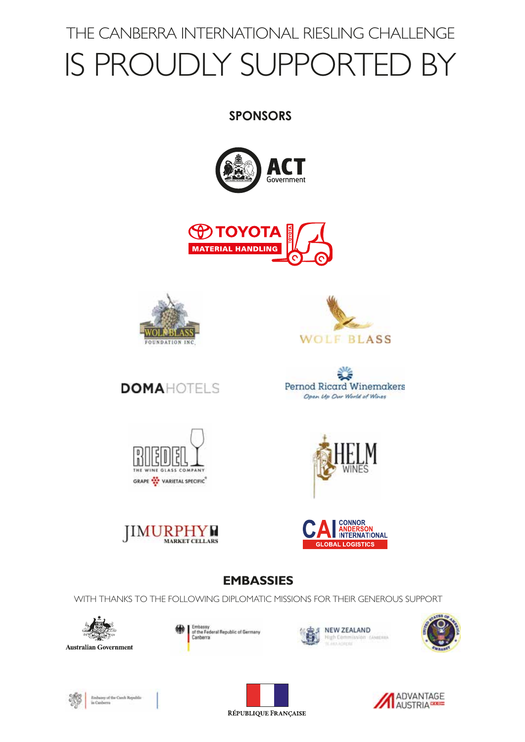# THE CANBERRA INTERNATIONAL RIESLING CHALLENGE IS PROUDLY SUPPORTED BY

## SPONSORS

ACT Government

TOYOTA MATERIAL HANDLING

WOLF BLASS FOUNDATION INC.

WOLF BLASS

DOMAHOTELS

Pernod Ricard Winemakers
Open Up Our World of Wines

RIEDEL
THE WINE GLASS COMPANY
GRAPE VARIETAL SPECIFIC

HELM WINES

JIMURPHY MARKET CELLARS

CAI CONNOR ANDERSON INTERNATIONAL
GLOBAL LOGISTICS

## EMBASSIES

WITH THANKS TO THE FOLLOWING DIPLOMATIC MISSIONS FOR THEIR GENEROUS SUPPORT

Australian Government

Embassy of the Federal Republic of Germany Canberra

NEW ZEALAND High Commission Canberra

Embassy of the Czech Republic in Canberra

RÉPUBLIQUE FRANÇAISE

ADVANTAGE AUSTRIA